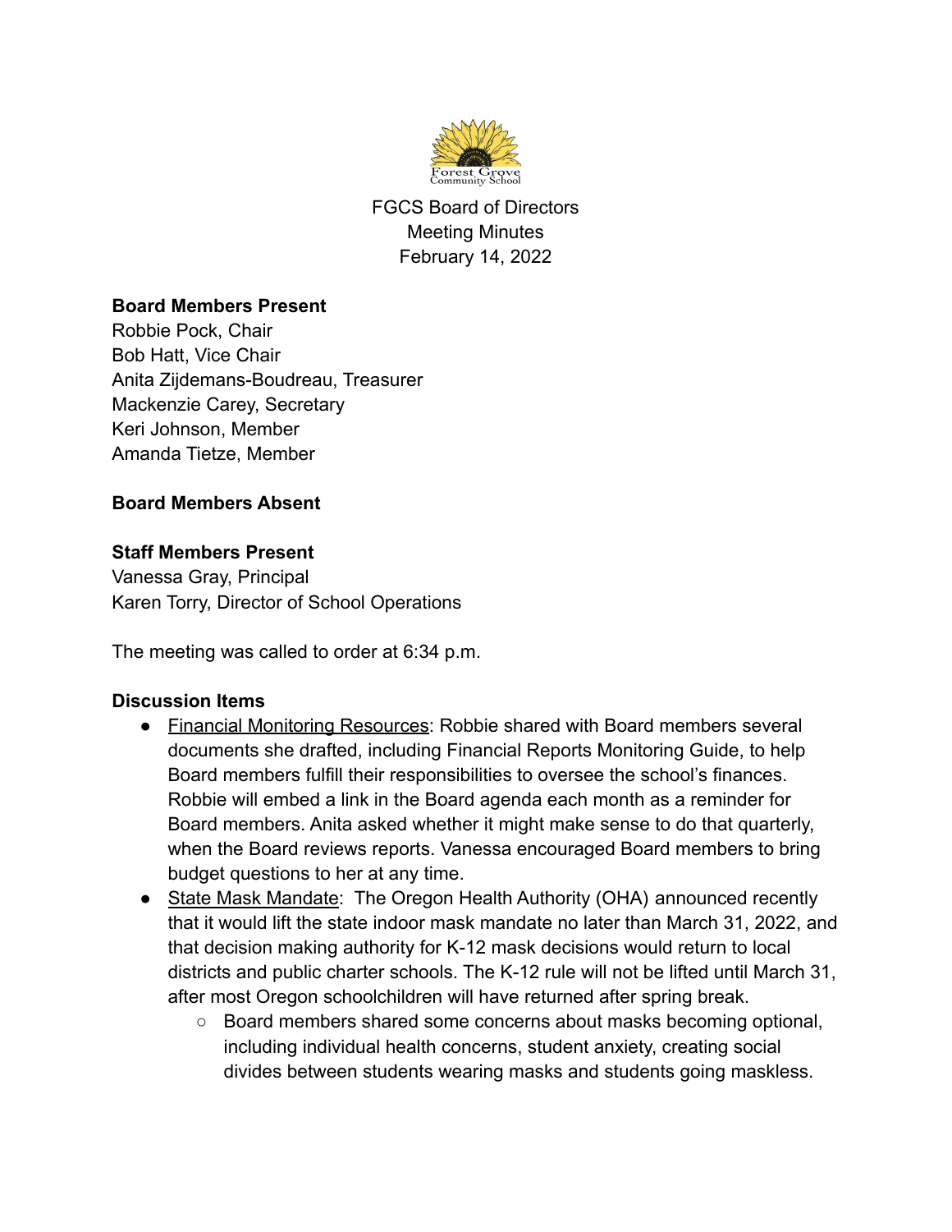FGCS Board of Directors
Meeting Minutes
February 14, 2022

**Board Members Present**
Robbie Pock, Chair
Bob Hatt, Vice Chair
Anita Zijdemans-Boudreau, Treasurer
Mackenzie Carey, Secretary
Keri Johnson, Member
Amanda Tietze, Member

**Board Members Absent**

**Staff Members Present**
Vanessa Gray, Principal
Karen Torry, Director of School Operations

The meeting was called to order at 6:34 p.m.

**Discussion Items**

- Financial Monitoring Resources: Robbie shared with Board members several documents she drafted, including Financial Reports Monitoring Guide, to help Board members fulfill their responsibilities to oversee the school's finances. Robbie will embed a link in the Board agenda each month as a reminder for Board members. Anita asked whether it might make sense to do that quarterly, when the Board reviews reports. Vanessa encouraged Board members to bring budget questions to her at any time.
- State Mask Mandate: The Oregon Health Authority (OHA) announced recently that it would lift the state indoor mask mandate no later than March 31, 2022, and that decision making authority for K-12 mask decisions would return to local districts and public charter schools. The K-12 rule will not be lifted until March 31, after most Oregon schoolchildren will have returned after spring break.
    - Board members shared some concerns about masks becoming optional, including individual health concerns, student anxiety, creating social divides between students wearing masks and students going maskless.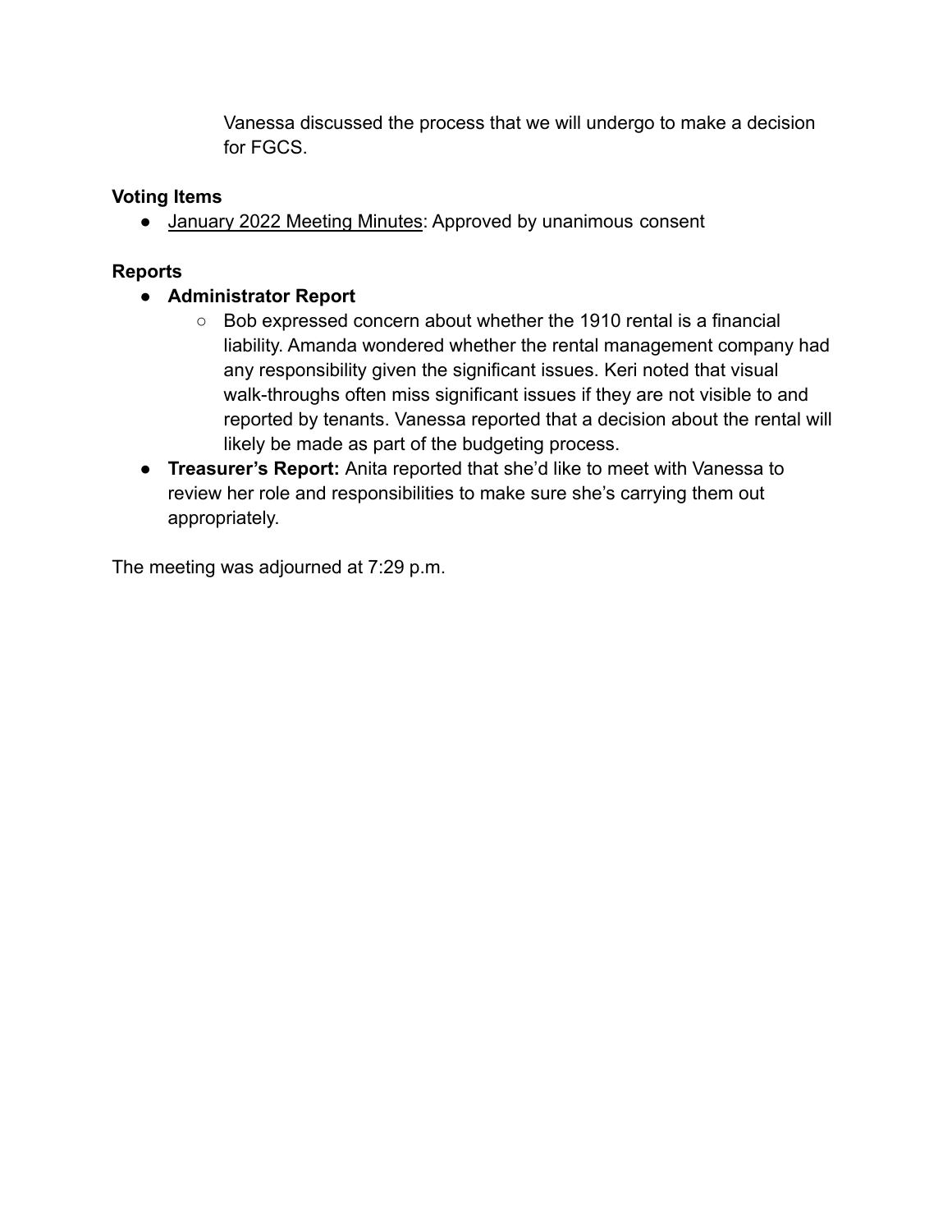Vanessa discussed the process that we will undergo to make a decision for FGCS.

**Voting Items**

- January 2022 Meeting Minutes: Approved by unanimous consent

**Reports**

- **Administrator Report**
  - Bob expressed concern about whether the 1910 rental is a financial liability. Amanda wondered whether the rental management company had any responsibility given the significant issues. Keri noted that visual walk-throughs often miss significant issues if they are not visible to and reported by tenants. Vanessa reported that a decision about the rental will likely be made as part of the budgeting process.
- **Treasurer's Report:** Anita reported that she'd like to meet with Vanessa to review her role and responsibilities to make sure she's carrying them out appropriately.

The meeting was adjourned at 7:29 p.m.